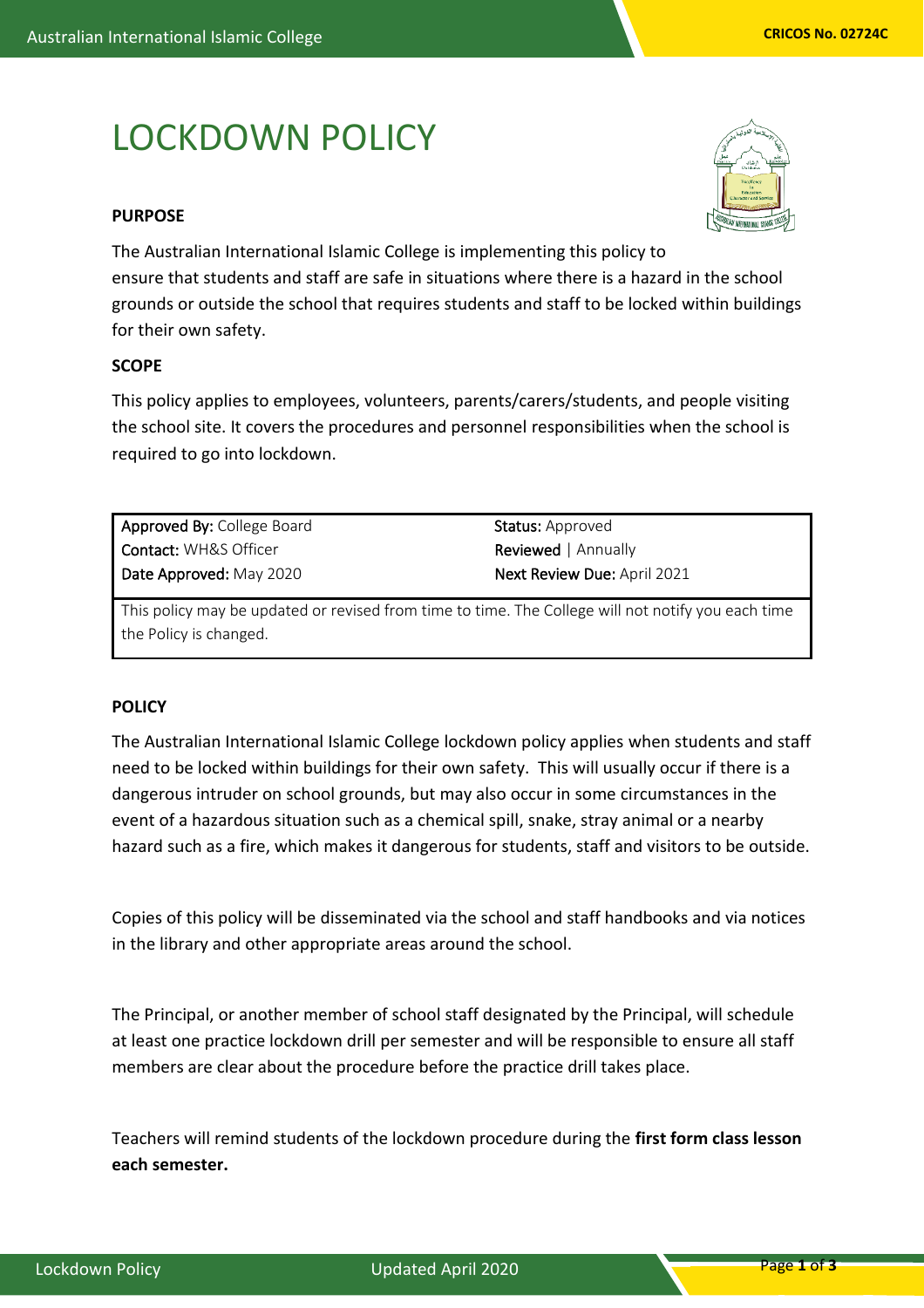# LOCKDOWN POLICY

**PURPOSE**

The Australian International Islamic College is implementing this policy to ensure that students and staff are safe in situations where there is a hazard in the school grounds or outside the school that requires students and staff to be locked within buildings for their own safety.

**SCOPE**

This policy applies to employees, volunteers, parents/carers/students, and people visiting the school site. It covers the procedures and personnel responsibilities when the school is required to go into lockdown.

| | |
|---|---|
| Approved By: College Board | Status: Approved |
| Contact: WH&S Officer | Reviewed \| Annually |
| Date Approved: May 2020 | Next Review Due: April 2021 |
| This policy may be updated or revised from time to time. The College will not notify you each time the Policy is changed. | |

**POLICY**

The Australian International Islamic College lockdown policy applies when students and staff need to be locked within buildings for their own safety. This will usually occur if there is a dangerous intruder on school grounds, but may also occur in some circumstances in the event of a hazardous situation such as a chemical spill, snake, stray animal or a nearby hazard such as a fire, which makes it dangerous for students, staff and visitors to be outside.

Copies of this policy will be disseminated via the school and staff handbooks and via notices in the library and other appropriate areas around the school.

The Principal, or another member of school staff designated by the Principal, will schedule at least one practice lockdown drill per semester and will be responsible to ensure all staff members are clear about the procedure before the practice drill takes place.

Teachers will remind students of the lockdown procedure during the **first form class lesson each semester.**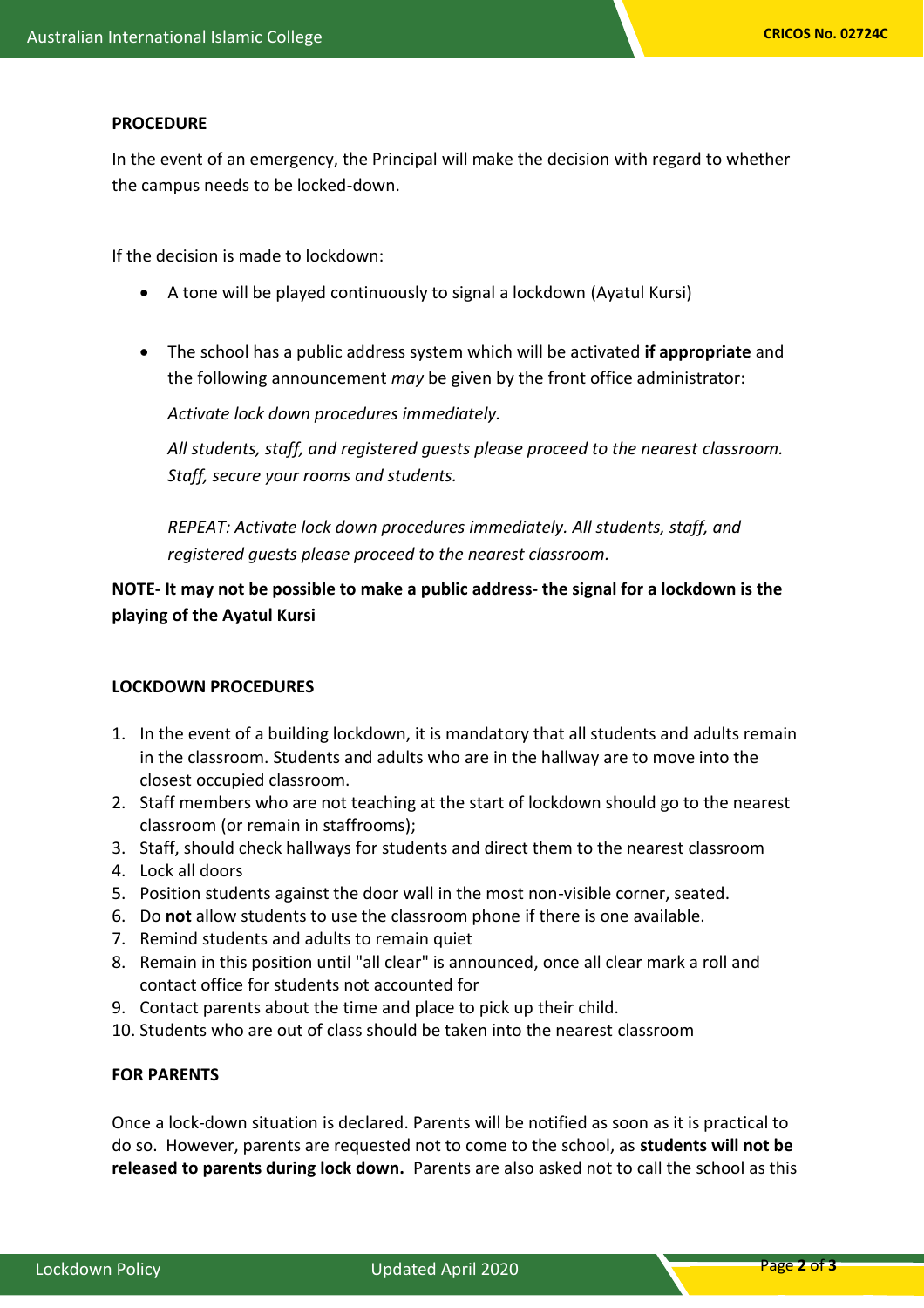**PROCEDURE**

In the event of an emergency, the Principal will make the decision with regard to whether the campus needs to be locked-down.

If the decision is made to lockdown:

- A tone will be played continuously to signal a lockdown (Ayatul Kursi)

- The school has a public address system which will be activated **if appropriate** and the following announcement *may* be given by the front office administrator:

  *Activate lock down procedures immediately.*

  *All students, staff, and registered guests please proceed to the nearest classroom. Staff, secure your rooms and students.*

  *REPEAT: Activate lock down procedures immediately. All students, staff, and registered guests please proceed to the nearest classroom.*

**NOTE- It may not be possible to make a public address- the signal for a lockdown is the playing of the Ayatul Kursi**

**LOCKDOWN PROCEDURES**

1. In the event of a building lockdown, it is mandatory that all students and adults remain in the classroom. Students and adults who are in the hallway are to move into the closest occupied classroom.
2. Staff members who are not teaching at the start of lockdown should go to the nearest classroom (or remain in staffrooms);
3. Staff, should check hallways for students and direct them to the nearest classroom
4. Lock all doors
5. Position students against the door wall in the most non-visible corner, seated.
6. Do **not** allow students to use the classroom phone if there is one available.
7. Remind students and adults to remain quiet
8. Remain in this position until "all clear" is announced, once all clear mark a roll and contact office for students not accounted for
9. Contact parents about the time and place to pick up their child.
10. Students who are out of class should be taken into the nearest classroom

**FOR PARENTS**

Once a lock-down situation is declared. Parents will be notified as soon as it is practical to do so. However, parents are requested not to come to the school, as **students will not be released to parents during lock down.** Parents are also asked not to call the school as this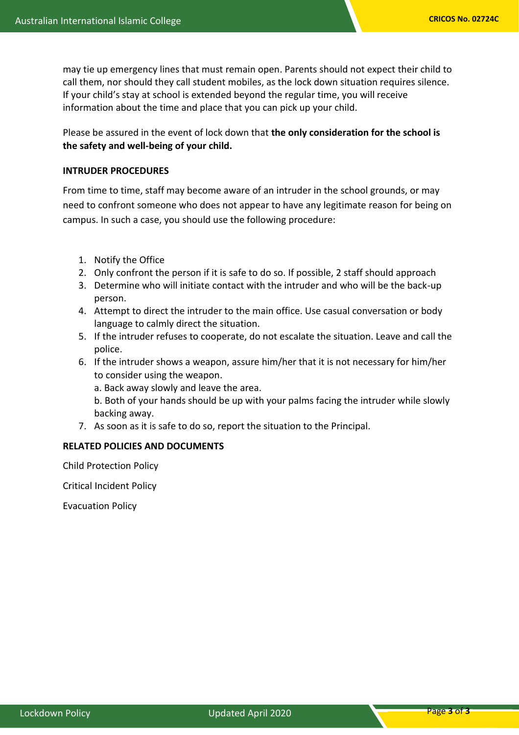may tie up emergency lines that must remain open. Parents should not expect their child to call them, nor should they call student mobiles, as the lock down situation requires silence. If your child's stay at school is extended beyond the regular time, you will receive information about the time and place that you can pick up your child.

Please be assured in the event of lock down that **the only consideration for the school is the safety and well-being of your child.**

**INTRUDER PROCEDURES**

From time to time, staff may become aware of an intruder in the school grounds, or may need to confront someone who does not appear to have any legitimate reason for being on campus. In such a case, you should use the following procedure:

1. Notify the Office
2. Only confront the person if it is safe to do so. If possible, 2 staff should approach
3. Determine who will initiate contact with the intruder and who will be the back-up person.
4. Attempt to direct the intruder to the main office. Use casual conversation or body language to calmly direct the situation.
5. If the intruder refuses to cooperate, do not escalate the situation. Leave and call the police.
6. If the intruder shows a weapon, assure him/her that it is not necessary for him/her to consider using the weapon.
   a. Back away slowly and leave the area.
   b. Both of your hands should be up with your palms facing the intruder while slowly backing away.
7. As soon as it is safe to do so, report the situation to the Principal.

**RELATED POLICIES AND DOCUMENTS**

Child Protection Policy

Critical Incident Policy

Evacuation Policy